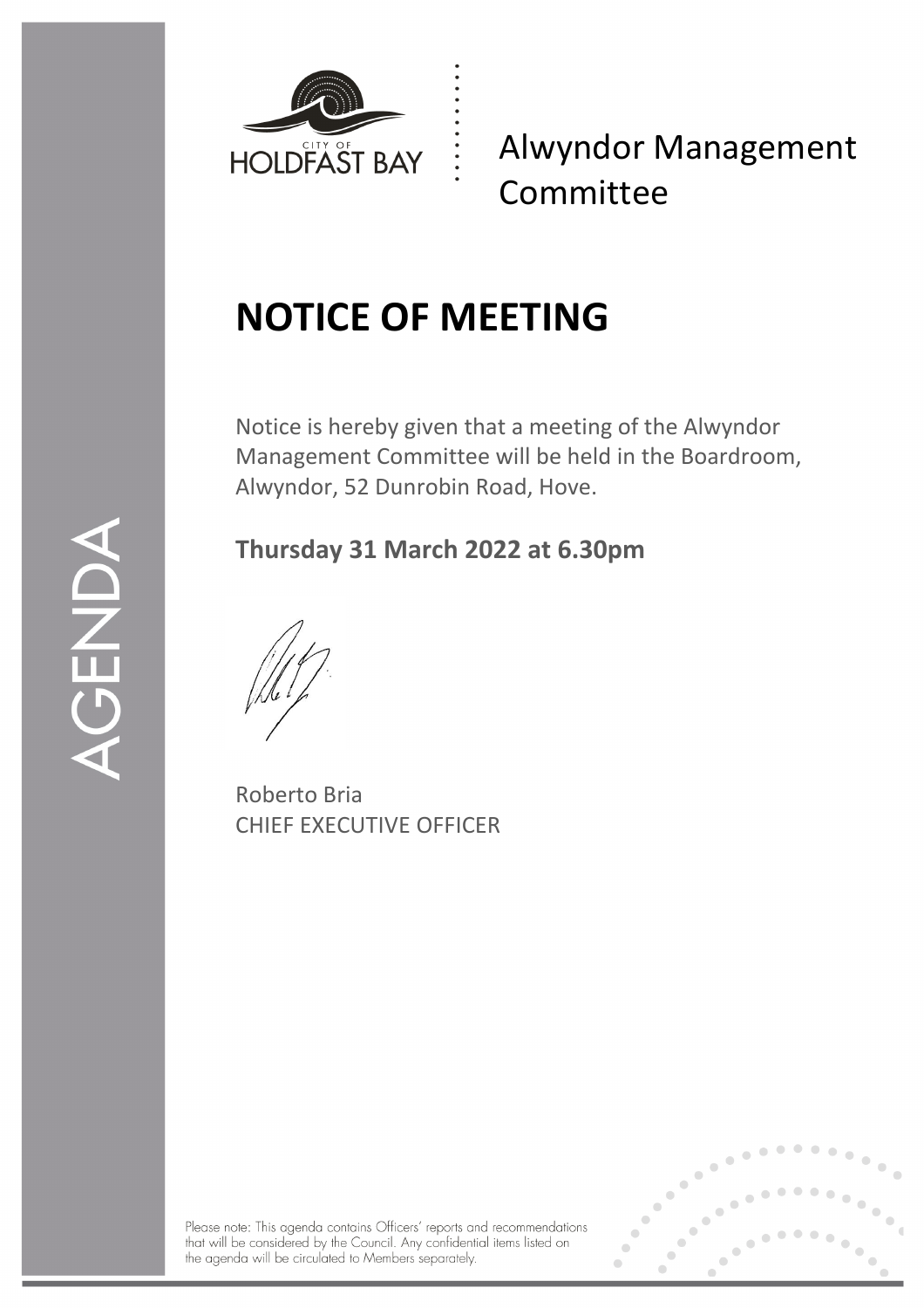AGENDA

CITY OF HOLDFAST BAY

# Alwyndor Management Committee

## NOTICE OF MEETING

Notice is hereby given that a meeting of the Alwyndor Management Committee will be held in the Boardroom, Alwyndor, 52 Dunrobin Road, Hove.

**Thursday 31 March 2022 at 6.30pm**

Roberto Bria
CHIEF EXECUTIVE OFFICER

Please note: This agenda contains Officers' reports and recommendations that will be considered by the Council. Any confidential items listed on the agenda will be circulated to Members separately.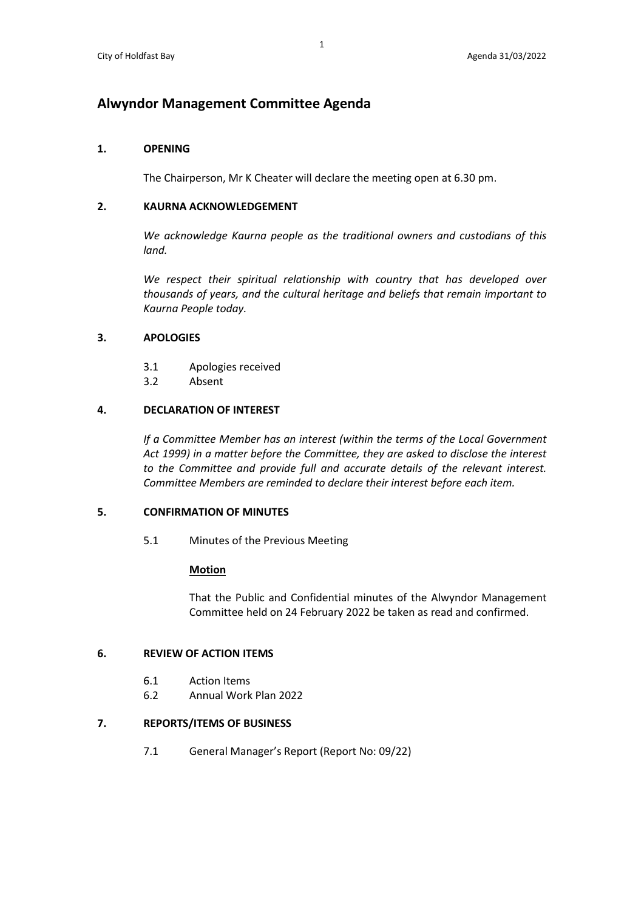# Alwyndor Management Committee Agenda

## 1. OPENING

The Chairperson, Mr K Cheater will declare the meeting open at 6.30 pm.

## 2. KAURNA ACKNOWLEDGEMENT

*We acknowledge Kaurna people as the traditional owners and custodians of this land.*

*We respect their spiritual relationship with country that has developed over thousands of years, and the cultural heritage and beliefs that remain important to Kaurna People today.*

## 3. APOLOGIES

3.1 Apologies received
3.2 Absent

## 4. DECLARATION OF INTEREST

*If a Committee Member has an interest (within the terms of the Local Government Act 1999) in a matter before the Committee, they are asked to disclose the interest to the Committee and provide full and accurate details of the relevant interest. Committee Members are reminded to declare their interest before each item.*

## 5. CONFIRMATION OF MINUTES

5.1 Minutes of the Previous Meeting

**Motion**

That the Public and Confidential minutes of the Alwyndor Management Committee held on 24 February 2022 be taken as read and confirmed.

## 6. REVIEW OF ACTION ITEMS

6.1 Action Items
6.2 Annual Work Plan 2022

## 7. REPORTS/ITEMS OF BUSINESS

7.1 General Manager's Report (Report No: 09/22)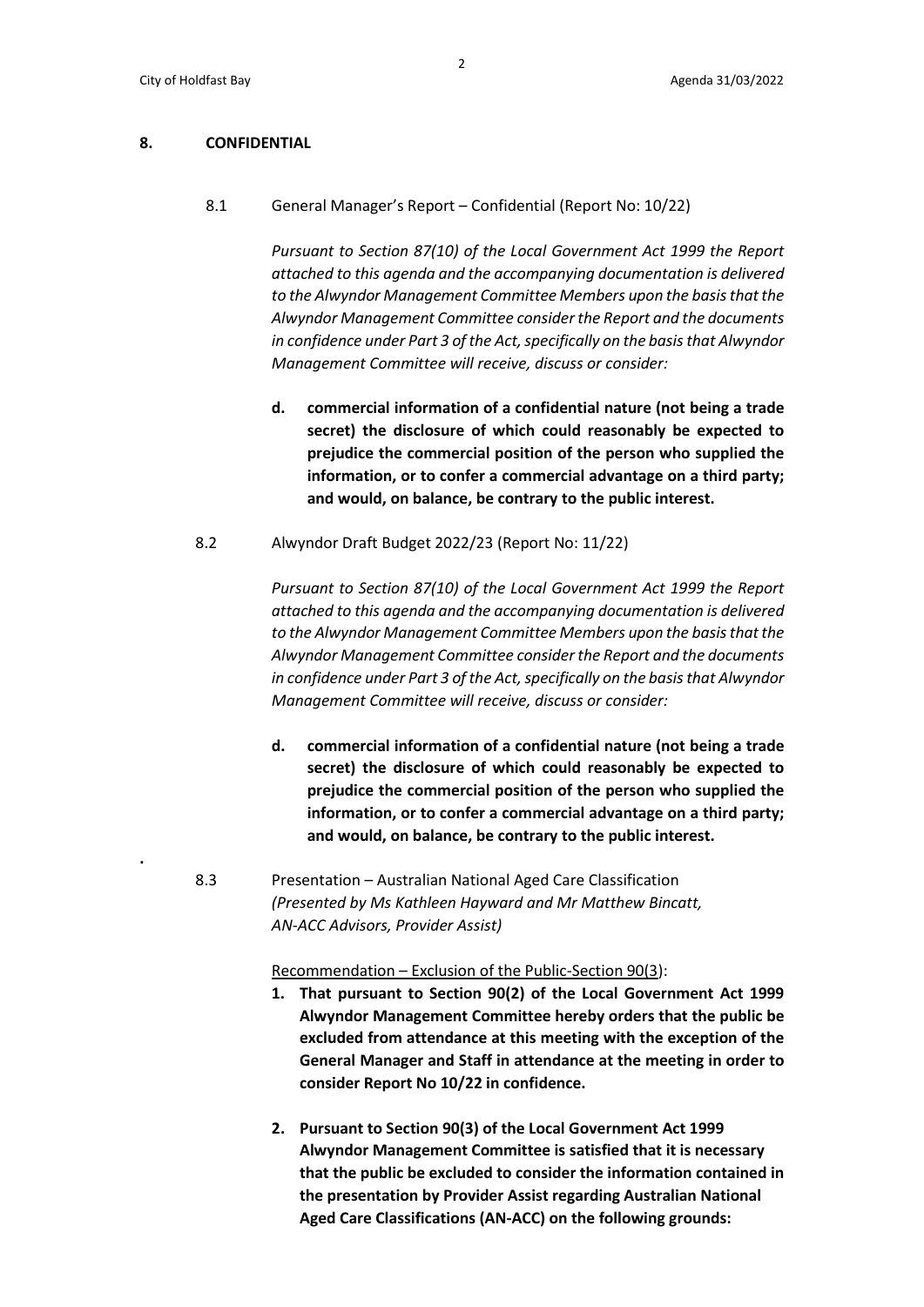## 8. CONFIDENTIAL

8.1 General Manager's Report – Confidential (Report No: 10/22)

*Pursuant to Section 87(10) of the Local Government Act 1999 the Report attached to this agenda and the accompanying documentation is delivered to the Alwyndor Management Committee Members upon the basis that the Alwyndor Management Committee consider the Report and the documents in confidence under Part 3 of the Act, specifically on the basis that Alwyndor Management Committee will receive, discuss or consider:*

**d. commercial information of a confidential nature (not being a trade secret) the disclosure of which could reasonably be expected to prejudice the commercial position of the person who supplied the information, or to confer a commercial advantage on a third party; and would, on balance, be contrary to the public interest.**

8.2 Alwyndor Draft Budget 2022/23 (Report No: 11/22)

*Pursuant to Section 87(10) of the Local Government Act 1999 the Report attached to this agenda and the accompanying documentation is delivered to the Alwyndor Management Committee Members upon the basis that the Alwyndor Management Committee consider the Report and the documents in confidence under Part 3 of the Act, specifically on the basis that Alwyndor Management Committee will receive, discuss or consider:*

**d. commercial information of a confidential nature (not being a trade secret) the disclosure of which could reasonably be expected to prejudice the commercial position of the person who supplied the information, or to confer a commercial advantage on a third party; and would, on balance, be contrary to the public interest.**

8.3 Presentation – Australian National Aged Care Classification
*(Presented by Ms Kathleen Hayward and Mr Matthew Bincatt, AN-ACC Advisors, Provider Assist)*

Recommendation – Exclusion of the Public-Section 90(3):

1. **That pursuant to Section 90(2) of the Local Government Act 1999 Alwyndor Management Committee hereby orders that the public be excluded from attendance at this meeting with the exception of the General Manager and Staff in attendance at the meeting in order to consider Report No 10/22 in confidence.**

2. **Pursuant to Section 90(3) of the Local Government Act 1999 Alwyndor Management Committee is satisfied that it is necessary that the public be excluded to consider the information contained in the presentation by Provider Assist regarding Australian National Aged Care Classifications (AN-ACC) on the following grounds:**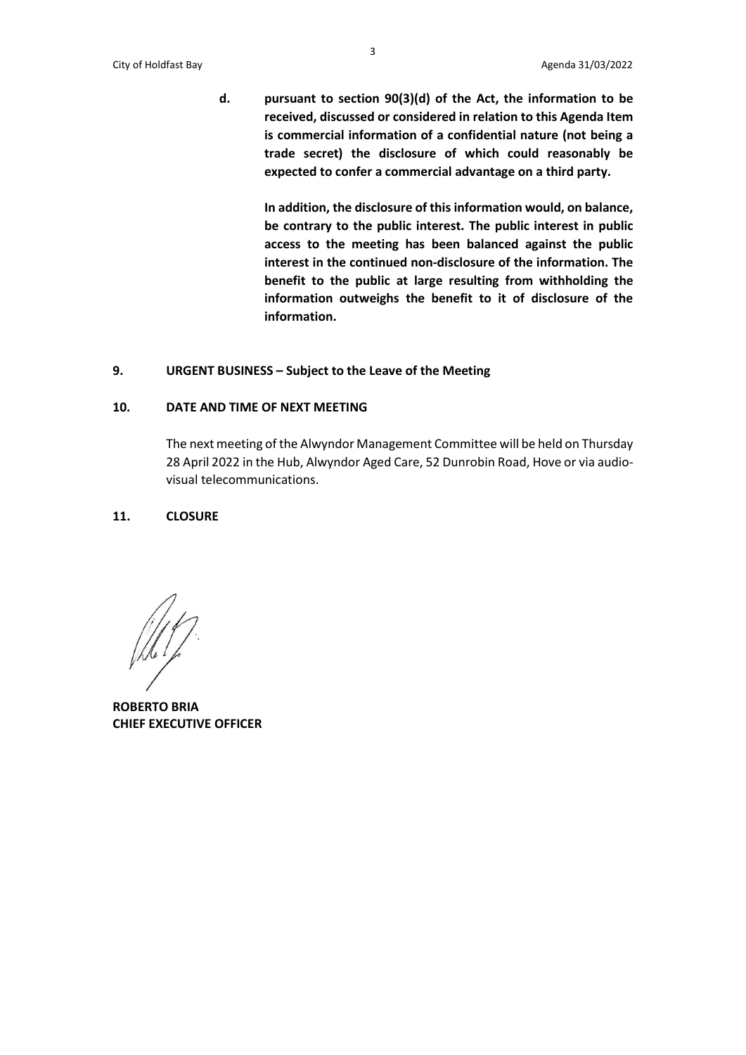**d. pursuant to section 90(3)(d) of the Act, the information to be received, discussed or considered in relation to this Agenda Item is commercial information of a confidential nature (not being a trade secret) the disclosure of which could reasonably be expected to confer a commercial advantage on a third party.**

**In addition, the disclosure of this information would, on balance, be contrary to the public interest. The public interest in public access to the meeting has been balanced against the public interest in the continued non-disclosure of the information. The benefit to the public at large resulting from withholding the information outweighs the benefit to it of disclosure of the information.**

## 9. URGENT BUSINESS – Subject to the Leave of the Meeting

## 10. DATE AND TIME OF NEXT MEETING

The next meeting of the Alwyndor Management Committee will be held on Thursday 28 April 2022 in the Hub, Alwyndor Aged Care, 52 Dunrobin Road, Hove or via audio-visual telecommunications.

## 11. CLOSURE

**ROBERTO BRIA**
**CHIEF EXECUTIVE OFFICER**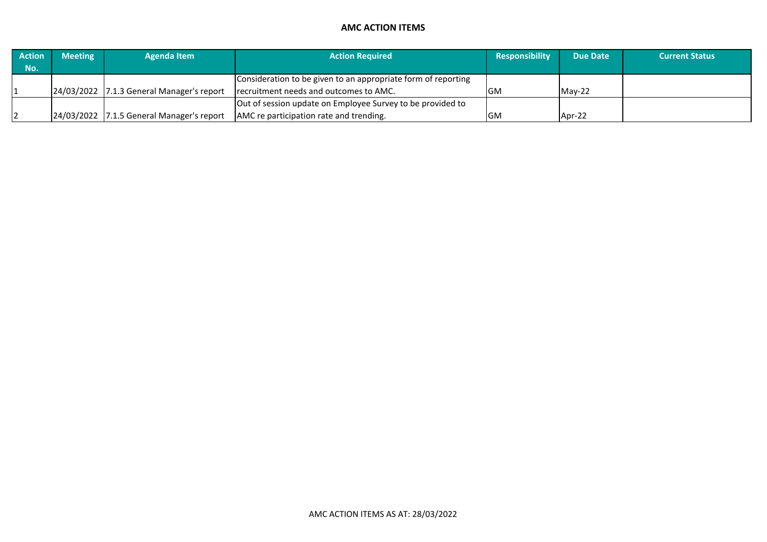**AMC ACTION ITEMS**

| Action No. | Meeting | Agenda Item | Action Required | Responsibility | Due Date | Current Status |
|---|---|---|---|---|---|---|
| 1 | 24/03/2022 | 7.1.3 General Manager's report | Consideration to be given to an appropriate form of reporting recruitment needs and outcomes to AMC. | GM | May-22 | |
| 2 | 24/03/2022 | 7.1.5 General Manager's report | Out of session update on Employee Survey to be provided to AMC re participation rate and trending. | GM | Apr-22 | |

AMC ACTION ITEMS AS AT: 28/03/2022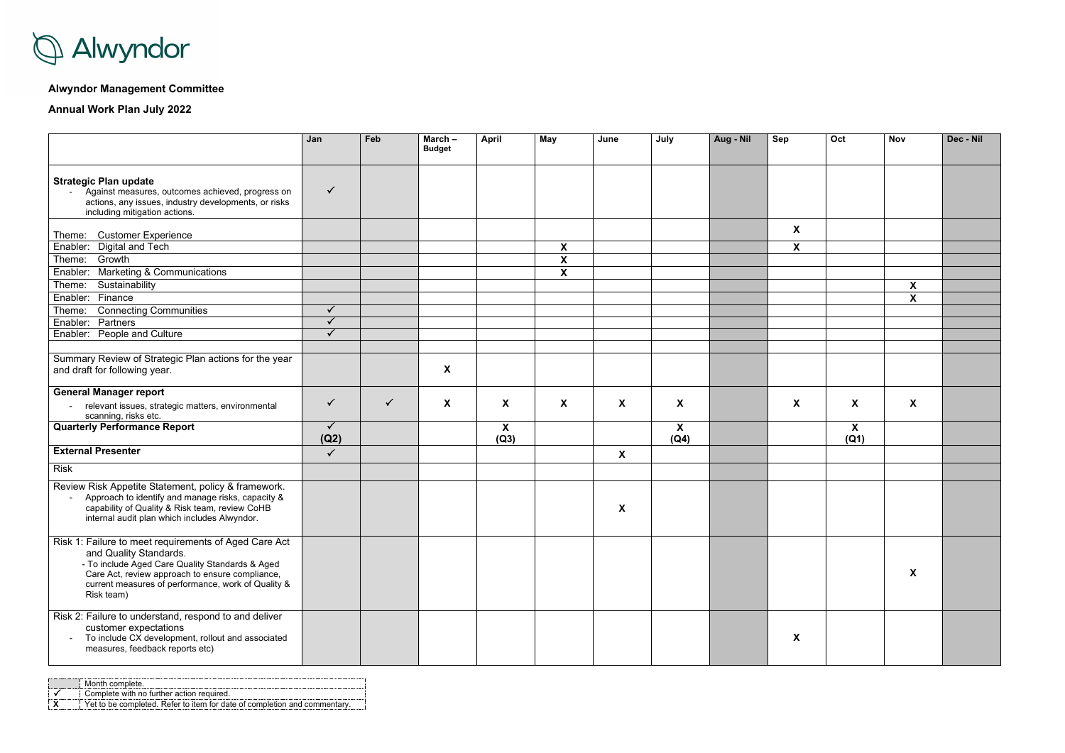Alwyndor

**Alwyndor Management Committee**

**Annual Work Plan July 2022**

| | Jan | Feb | March – Budget | April | May | June | July | Aug - Nil | Sep | Oct | Nov | Dec - Nil |
|---|---|---|---|---|---|---|---|---|---|---|---|---|
| **Strategic Plan update**<br>- Against measures, outcomes achieved, progress on actions, any issues, industry developments, or risks including mitigation actions. | ✓ | | | | | | | | | | | |
| Theme: Customer Experience | | | | | | | | | X | | | |
| Enabler: Digital and Tech | | | | | X | | | | X | | | |
| Theme: Growth | | | | | X | | | | | | | |
| Enabler: Marketing & Communications | | | | | X | | | | | | | |
| Theme: Sustainability | | | | | | | | | | | X | |
| Enabler: Finance | | | | | | | | | | | X | |
| Theme: Connecting Communities | ✓ | | | | | | | | | | | |
| Enabler: Partners | ✓ | | | | | | | | | | | |
| Enabler: People and Culture | ✓ | | | | | | | | | | | |
| | | | | | | | | | | | | |
| Summary Review of Strategic Plan actions for the year and draft for following year. | | | X | | | | | | | | | |
| **General Manager report**<br>- relevant issues, strategic matters, environmental scanning, risks etc. | ✓ | ✓ | X | X | X | X | X | | X | X | X | |
| **Quarterly Performance Report** | ✓ (Q2) | | | X (Q3) | | | X (Q4) | | | X (Q1) | | |
| **External Presenter** | ✓ | | | | | X | | | | | | |
| Risk | | | | | | | | | | | | |
| Review Risk Appetite Statement, policy & framework.<br>- Approach to identify and manage risks, capacity & capability of Quality & Risk team, review CoHB internal audit plan which includes Alwyndor. | | | | | | X | | | | | | |
| Risk 1: Failure to meet requirements of Aged Care Act and Quality Standards.<br>- To include Aged Care Quality Standards & Aged Care Act, review approach to ensure compliance, current measures of performance, work of Quality & Risk team) | | | | | | | | | | | X | |
| Risk 2: Failure to understand, respond to and deliver customer expectations<br>- To include CX development, rollout and associated measures, feedback reports etc) | | | | | | | | | X | | | |

| | |
|---|---|
| (shaded) | Month complete. |
| ✓ | Complete with no further action required. |
| X | Yet to be completed. Refer to item for date of completion and commentary. |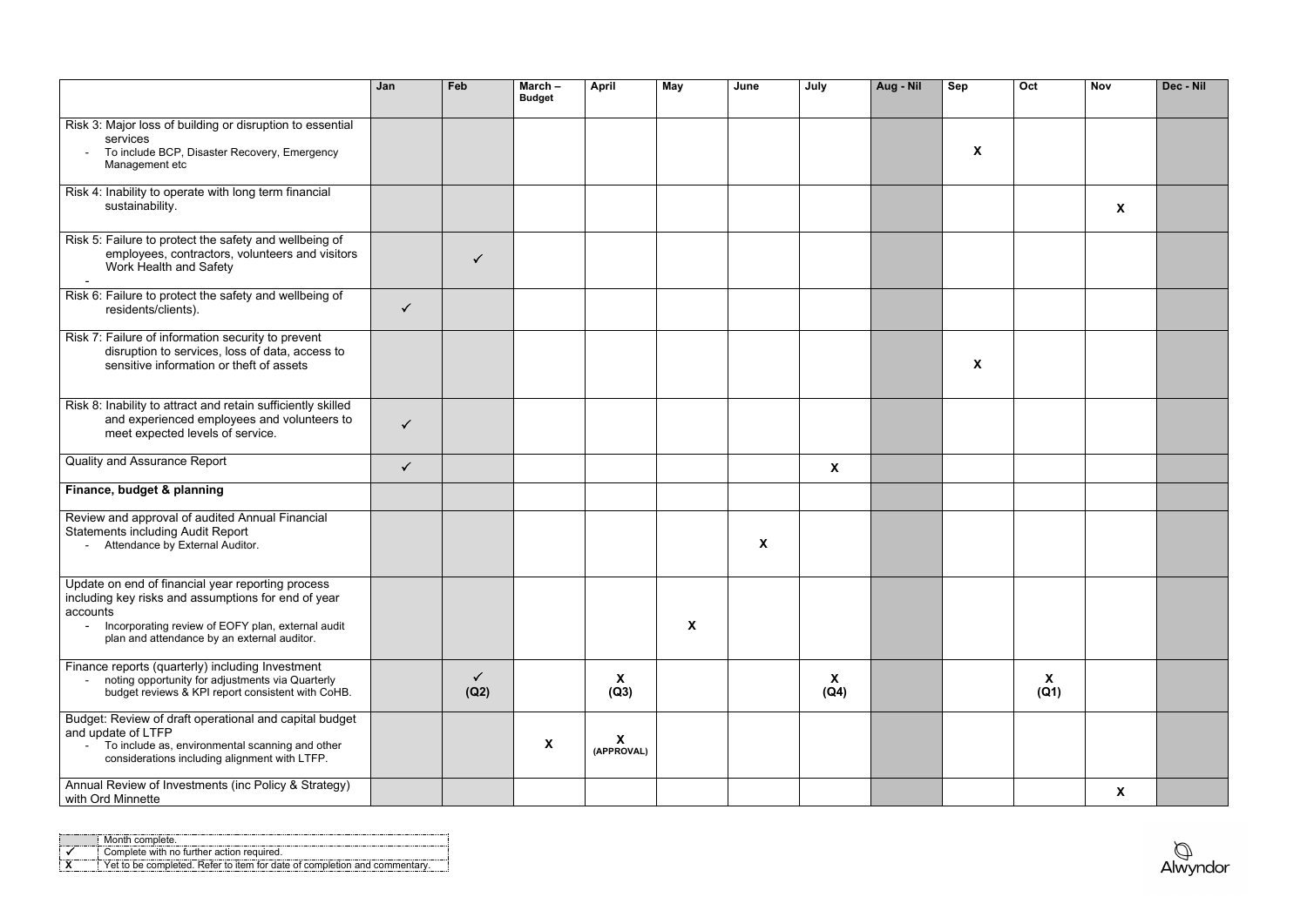| | Jan | Feb | March – Budget | April | May | June | July | Aug - Nil | Sep | Oct | Nov | Dec - Nil |
|---|---|---|---|---|---|---|---|---|---|---|---|---|
| Risk 3: Major loss of building or disruption to essential services<br>- To include BCP, Disaster Recovery, Emergency Management etc | | | | | | | | | X | | | |
| Risk 4: Inability to operate with long term financial sustainability. | | | | | | | | | | | X | |
| Risk 5: Failure to protect the safety and wellbeing of employees, contractors, volunteers and visitors Work Health and Safety<br>- | | ✓ | | | | | | | | | | |
| Risk 6: Failure to protect the safety and wellbeing of residents/clients). | ✓ | | | | | | | | | | | |
| Risk 7: Failure of information security to prevent disruption to services, loss of data, access to sensitive information or theft of assets | | | | | | | | | X | | | |
| Risk 8: Inability to attract and retain sufficiently skilled and experienced employees and volunteers to meet expected levels of service. | ✓ | | | | | | | | | | | |
| Quality and Assurance Report | ✓ | | | | | | X | | | | | |
| **Finance, budget & planning** | | | | | | | | | | | | |
| Review and approval of audited Annual Financial Statements including Audit Report<br>- Attendance by External Auditor. | | | | | | X | | | | | | |
| Update on end of financial year reporting process including key risks and assumptions for end of year accounts<br>- Incorporating review of EOFY plan, external audit plan and attendance by an external auditor. | | | | | X | | | | | | | |
| Finance reports (quarterly) including Investment<br>- noting opportunity for adjustments via Quarterly budget reviews & KPI report consistent with CoHB. | | ✓ (Q2) | | X (Q3) | | | X (Q4) | | | X (Q1) | | |
| Budget: Review of draft operational and capital budget and update of LTFP<br>- To include as, environmental scanning and other considerations including alignment with LTFP. | | | X | X (APPROVAL) | | | | | | | | |
| Annual Review of Investments (inc Policy & Strategy) with Ord Minnette | | | | | | | | | | | X | |

| | |
|---|---|
| (shaded) | Month complete. |
| ✓ | Complete with no further action required. |
| X | Yet to be completed. Refer to item for date of completion and commentary. |

Alwyndor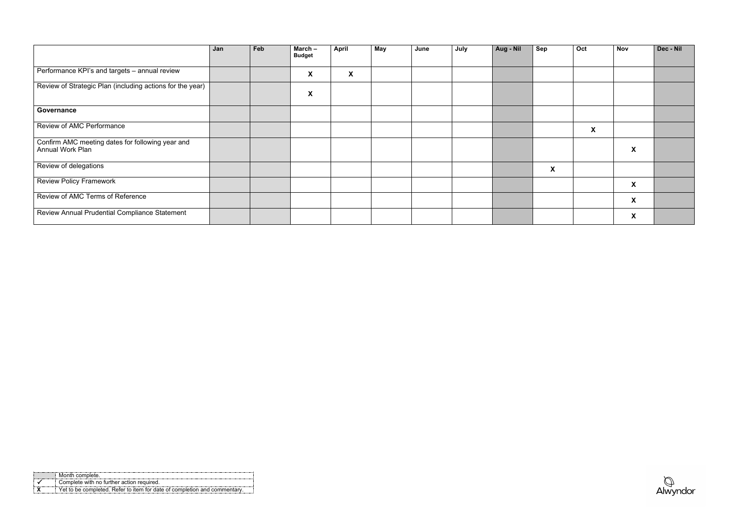| | Jan | Feb | March – Budget | April | May | June | July | Aug - Nil | Sep | Oct | Nov | Dec - Nil |
|---|---|---|---|---|---|---|---|---|---|---|---|---|
| Performance KPI's and targets – annual review | | | X | X | | | | | | | | |
| Review of Strategic Plan (including actions for the year) | | | X | | | | | | | | | |
| **Governance** | | | | | | | | | | | | |
| Review of AMC Performance | | | | | | | | | | X | | |
| Confirm AMC meeting dates for following year and Annual Work Plan | | | | | | | | | | | X | |
| Review of delegations | | | | | | | | | X | | | |
| Review Policy Framework | | | | | | | | | | | X | |
| Review of AMC Terms of Reference | | | | | | | | | | | X | |
| Review Annual Prudential Compliance Statement | | | | | | | | | | | X | |

| | |
|---|---|
| (shaded) | Month complete. |
| ✓ | Complete with no further action required. |
| X | Yet to be completed. Refer to item for date of completion and commentary. |

Alwyndor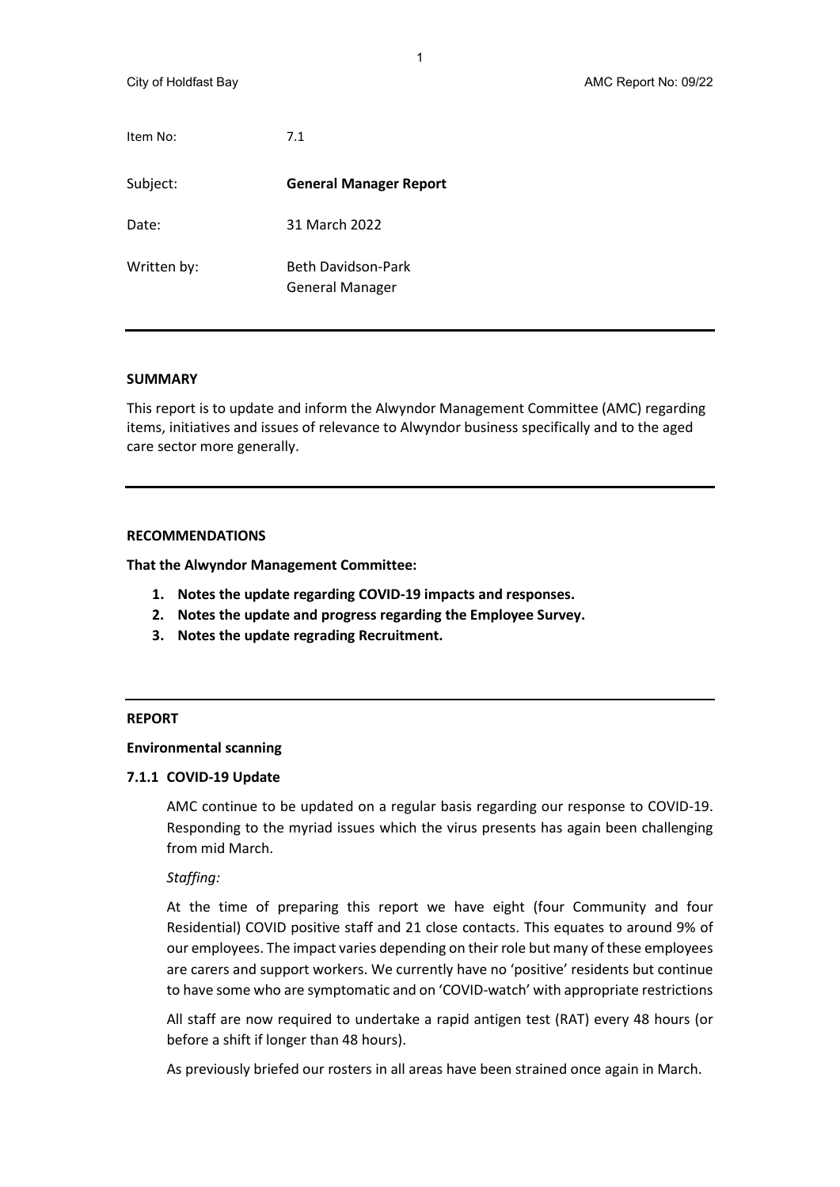| Item No: | 7.1 |
|---|---|
| Subject: | **General Manager Report** |
| Date: | 31 March 2022 |
| Written by: | Beth Davidson-Park<br>General Manager |

## SUMMARY

This report is to update and inform the Alwyndor Management Committee (AMC) regarding items, initiatives and issues of relevance to Alwyndor business specifically and to the aged care sector more generally.

## RECOMMENDATIONS

**That the Alwyndor Management Committee:**

1. **Notes the update regarding COVID-19 impacts and responses.**
2. **Notes the update and progress regarding the Employee Survey.**
3. **Notes the update regrading Recruitment.**

## REPORT

### Environmental scanning

#### 7.1.1 COVID-19 Update

AMC continue to be updated on a regular basis regarding our response to COVID-19. Responding to the myriad issues which the virus presents has again been challenging from mid March.

*Staffing:*

At the time of preparing this report we have eight (four Community and four Residential) COVID positive staff and 21 close contacts. This equates to around 9% of our employees. The impact varies depending on their role but many of these employees are carers and support workers. We currently have no 'positive' residents but continue to have some who are symptomatic and on 'COVID-watch' with appropriate restrictions

All staff are now required to undertake a rapid antigen test (RAT) every 48 hours (or before a shift if longer than 48 hours).

As previously briefed our rosters in all areas have been strained once again in March.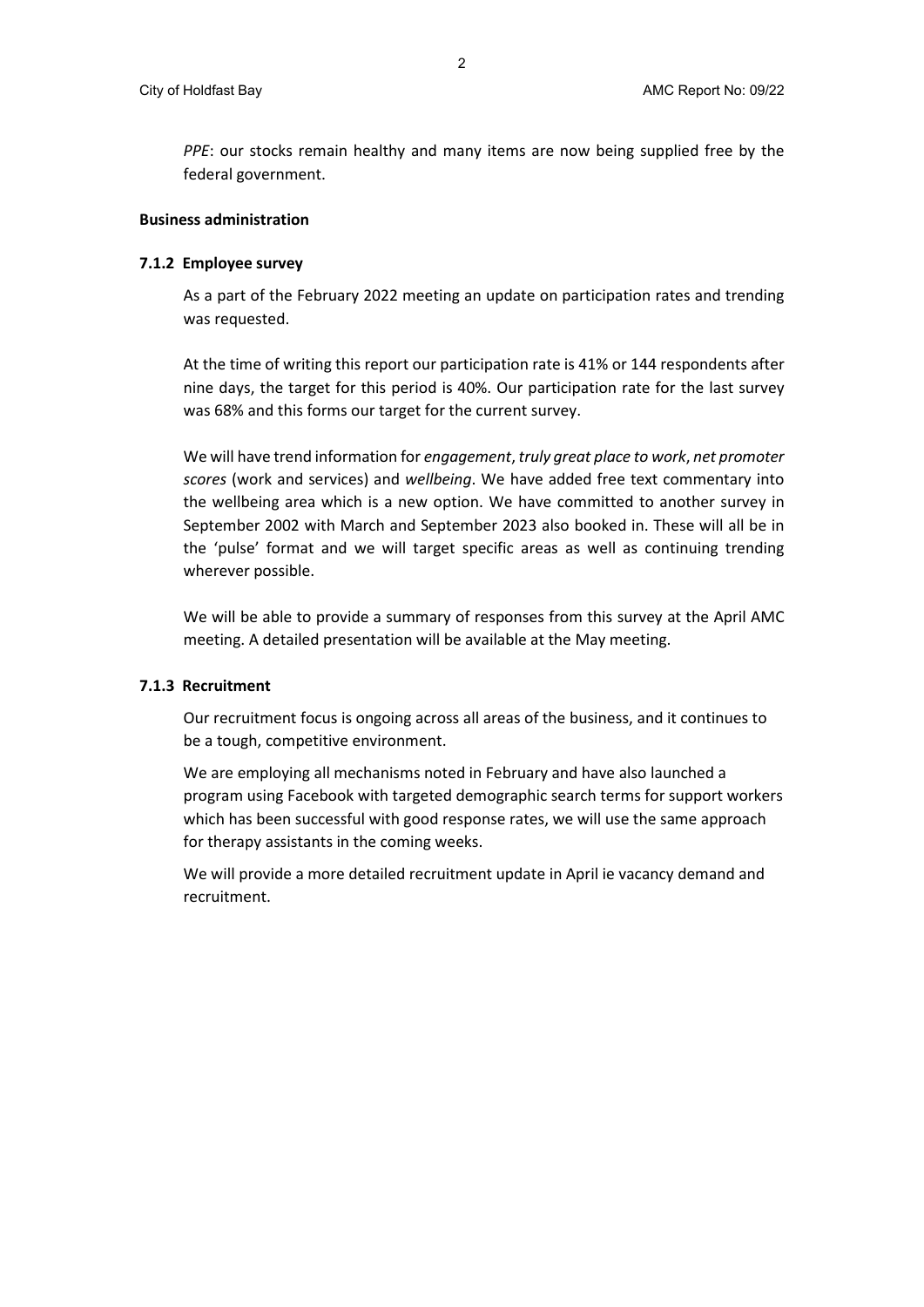*PPE*: our stocks remain healthy and many items are now being supplied free by the federal government.

**Business administration**

**7.1.2 Employee survey**

As a part of the February 2022 meeting an update on participation rates and trending was requested.

At the time of writing this report our participation rate is 41% or 144 respondents after nine days, the target for this period is 40%. Our participation rate for the last survey was 68% and this forms our target for the current survey.

We will have trend information for *engagement*, *truly great place to work*, *net promoter scores* (work and services) and *wellbeing*. We have added free text commentary into the wellbeing area which is a new option. We have committed to another survey in September 2002 with March and September 2023 also booked in. These will all be in the 'pulse' format and we will target specific areas as well as continuing trending wherever possible.

We will be able to provide a summary of responses from this survey at the April AMC meeting. A detailed presentation will be available at the May meeting.

**7.1.3 Recruitment**

Our recruitment focus is ongoing across all areas of the business, and it continues to be a tough, competitive environment.

We are employing all mechanisms noted in February and have also launched a program using Facebook with targeted demographic search terms for support workers which has been successful with good response rates, we will use the same approach for therapy assistants in the coming weeks.

We will provide a more detailed recruitment update in April ie vacancy demand and recruitment.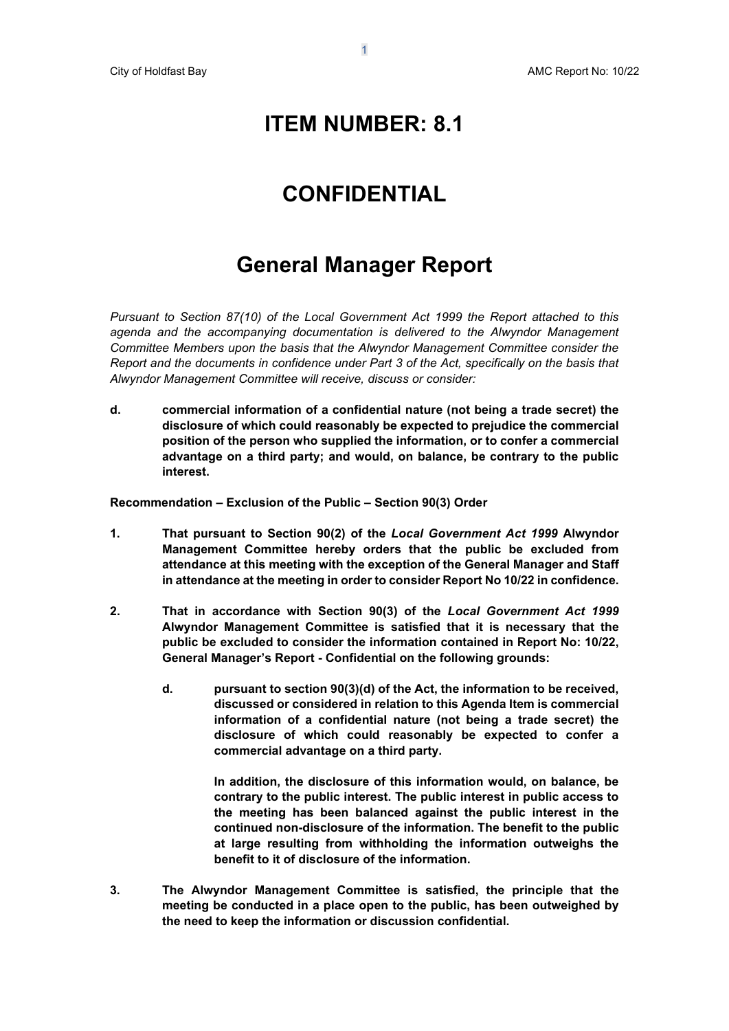# ITEM NUMBER: 8.1

# CONFIDENTIAL

# General Manager Report

*Pursuant to Section 87(10) of the Local Government Act 1999 the Report attached to this agenda and the accompanying documentation is delivered to the Alwyndor Management Committee Members upon the basis that the Alwyndor Management Committee consider the Report and the documents in confidence under Part 3 of the Act, specifically on the basis that Alwyndor Management Committee will receive, discuss or consider:*

**d. commercial information of a confidential nature (not being a trade secret) the disclosure of which could reasonably be expected to prejudice the commercial position of the person who supplied the information, or to confer a commercial advantage on a third party; and would, on balance, be contrary to the public interest.**

**Recommendation – Exclusion of the Public – Section 90(3) Order**

1. **That pursuant to Section 90(2) of the *Local Government Act 1999* Alwyndor Management Committee hereby orders that the public be excluded from attendance at this meeting with the exception of the General Manager and Staff in attendance at the meeting in order to consider Report No 10/22 in confidence.**

2. **That in accordance with Section 90(3) of the *Local Government Act 1999* Alwyndor Management Committee is satisfied that it is necessary that the public be excluded to consider the information contained in Report No: 10/22, General Manager's Report - Confidential on the following grounds:**

   **d. pursuant to section 90(3)(d) of the Act, the information to be received, discussed or considered in relation to this Agenda Item is commercial information of a confidential nature (not being a trade secret) the disclosure of which could reasonably be expected to confer a commercial advantage on a third party.**

   **In addition, the disclosure of this information would, on balance, be contrary to the public interest. The public interest in public access to the meeting has been balanced against the public interest in the continued non-disclosure of the information. The benefit to the public at large resulting from withholding the information outweighs the benefit to it of disclosure of the information.**

3. **The Alwyndor Management Committee is satisfied, the principle that the meeting be conducted in a place open to the public, has been outweighed by the need to keep the information or discussion confidential.**